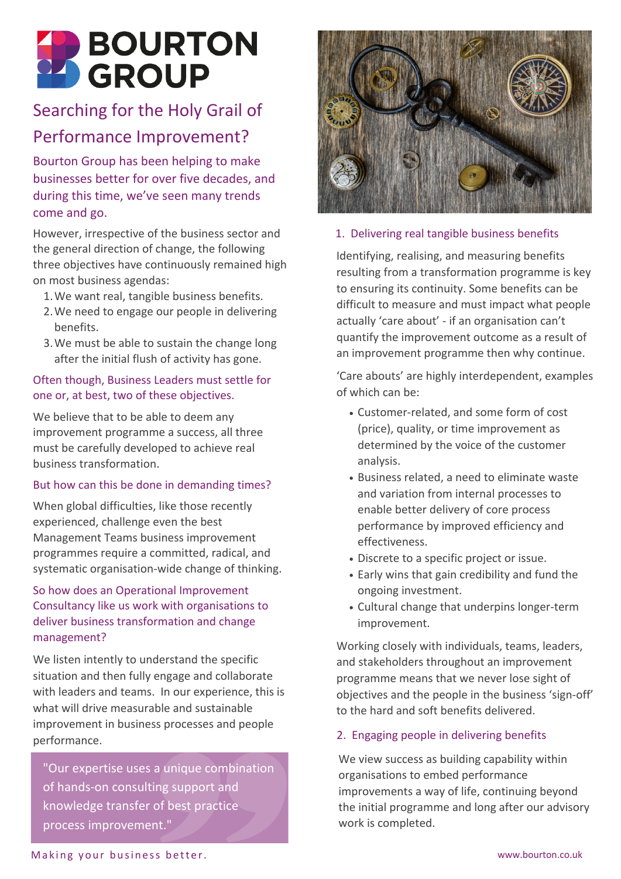# BOURTON GROUP

## Searching for the Holy Grail of Performance Improvement?

Bourton Group has been helping to make businesses better for over five decades, and during this time, we've seen many trends come and go.

However, irrespective of the business sector and the general direction of change, the following three objectives have continuously remained high on most business agendas:

1. We want real, tangible business benefits.
2. We need to engage our people in delivering benefits.
3. We must be able to sustain the change long after the initial flush of activity has gone.

Often though, Business Leaders must settle for one or, at best, two of these objectives.

We believe that to be able to deem any improvement programme a success, all three must be carefully developed to achieve real business transformation.

But how can this be done in demanding times?

When global difficulties, like those recently experienced, challenge even the best Management Teams business improvement programmes require a committed, radical, and systematic organisation-wide change of thinking.

So how does an Operational Improvement Consultancy like us work with organisations to deliver business transformation and change management?

We listen intently to understand the specific situation and then fully engage and collaborate with leaders and teams. In our experience, this is what will drive measurable and sustainable improvement in business processes and people performance.

> "Our expertise uses a unique combination of hands-on consulting support and knowledge transfer of best practice process improvement."

### 1. Delivering real tangible business benefits

Identifying, realising, and measuring benefits resulting from a transformation programme is key to ensuring its continuity. Some benefits can be difficult to measure and must impact what people actually 'care about' - if an organisation can't quantify the improvement outcome as a result of an improvement programme then why continue.

'Care abouts' are highly interdependent, examples of which can be:

- Customer-related, and some form of cost (price), quality, or time improvement as determined by the voice of the customer analysis.
- Business related, a need to eliminate waste and variation from internal processes to enable better delivery of core process performance by improved efficiency and effectiveness.
- Discrete to a specific project or issue.
- Early wins that gain credibility and fund the ongoing investment.
- Cultural change that underpins longer-term improvement.

Working closely with individuals, teams, leaders, and stakeholders throughout an improvement programme means that we never lose sight of objectives and the people in the business 'sign-off' to the hard and soft benefits delivered.

### 2. Engaging people in delivering benefits

We view success as building capability within organisations to embed performance improvements a way of life, continuing beyond the initial programme and long after our advisory work is completed.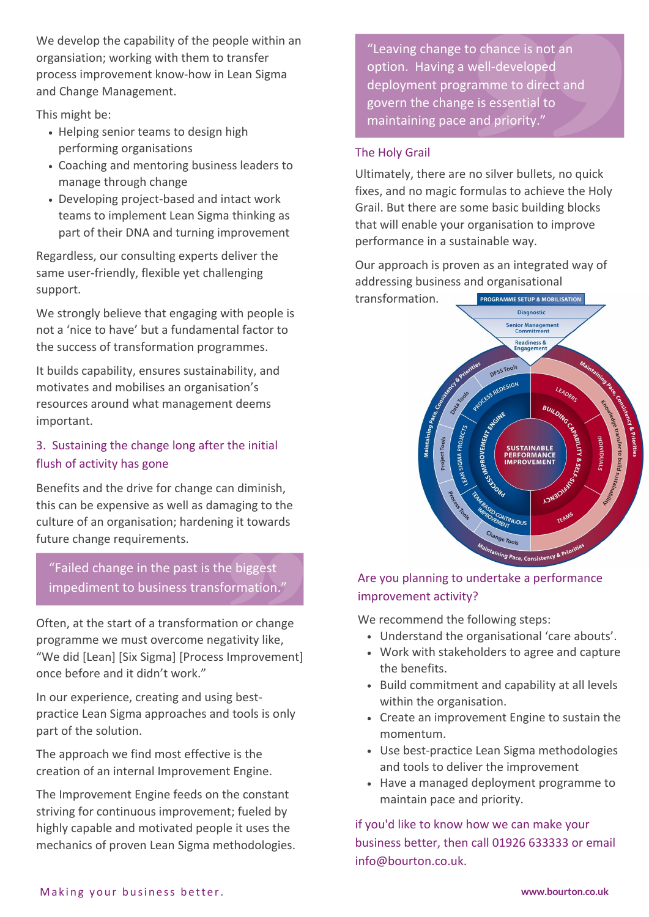We develop the capability of the people within an organisation; working with them to transfer process improvement know-how in Lean Sigma and Change Management.

This might be:

- Helping senior teams to design high performing organisations
- Coaching and mentoring business leaders to manage through change
- Developing project-based and intact work teams to implement Lean Sigma thinking as part of their DNA and turning improvement

Regardless, our consulting experts deliver the same user-friendly, flexible yet challenging support.

We strongly believe that engaging with people is not a 'nice to have' but a fundamental factor to the success of transformation programmes.

It builds capability, ensures sustainability, and motivates and mobilises an organisation's resources around what management deems important.

### 3. Sustaining the change long after the initial flush of activity has gone

Benefits and the drive for change can diminish, this can be expensive as well as damaging to the culture of an organisation; hardening it towards future change requirements.

> "Failed change in the past is the biggest impediment to business transformation."

Often, at the start of a transformation or change programme we must overcome negativity like, "We did [Lean] [Six Sigma] [Process Improvement] once before and it didn't work."

In our experience, creating and using best-practice Lean Sigma approaches and tools is only part of the solution.

The approach we find most effective is the creation of an internal Improvement Engine.

The Improvement Engine feeds on the constant striving for continuous improvement; fueled by highly capable and motivated people it uses the mechanics of proven Lean Sigma methodologies.

> "Leaving change to chance is not an option. Having a well-developed deployment programme to direct and govern the change is essential to maintaining pace and priority."

### The Holy Grail

Ultimately, there are no silver bullets, no quick fixes, and no magic formulas to achieve the Holy Grail. But there are some basic building blocks that will enable your organisation to improve performance in a sustainable way.

Our approach is proven as an integrated way of addressing business and organisational transformation.

PROGRAMME SETUP & MOBILISATION
Diagnostic
Senior Management Commitment
Readiness & Engagement
SUSTAINABLE PERFORMANCE IMPROVEMENT
PROCESS IMPROVEMENT ENGINE
BUILDING CAPABILITY & SELF-SUFFICIENCY
PROCESS REDESIGN
LEAN SIGMA PROJECTS
TEAM BASED CONTINUOUS IMPROVEMENT
LEADERS
INDIVIDUALS
TEAMS
DFSS Tools
Data Tools
Project Tools
Process Tools
Change Tools
Knowledge transfer to build sustainability
Maintaining Pace, Consistency & Priorities

### Are you planning to undertake a performance improvement activity?

We recommend the following steps:

- Understand the organisational 'care abouts'.
- Work with stakeholders to agree and capture the benefits.
- Build commitment and capability at all levels within the organisation.
- Create an improvement Engine to sustain the momentum.
- Use best-practice Lean Sigma methodologies and tools to deliver the improvement
- Have a managed deployment programme to maintain pace and priority.

if you'd like to know how we can make your business better, then call 01926 633333 or email info@bourton.co.uk.

Making your business better.

www.bourton.co.uk